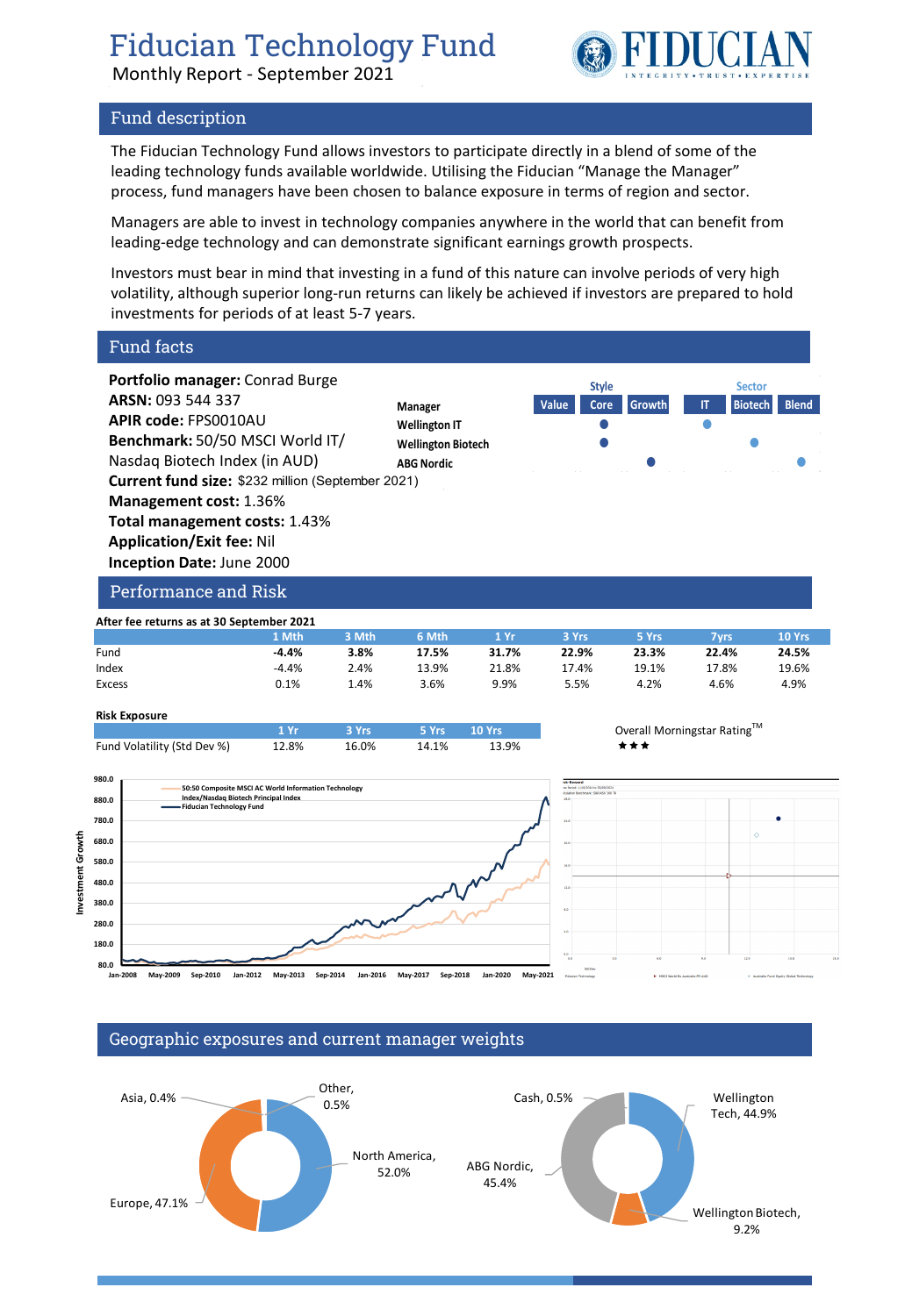# Fiducian Technology Fund

Monthly Report - September 2021

## Fund description

The Fiducian Technology Fund allows investors to participate directly in a blend of some of the leading technology funds available worldwide. Utilising the Fiducian "Manage the Manager" process, fund managers have been chosen to balance exposure in terms of region and sector.

Managers are able to invest in technology companies anywhere in the world that can benefit from leading-edge technology and can demonstrate significant earnings growth prospects.

Investors must bear in mind that investing in a fund of this nature can involve periods of very high volatility, although superior long-run returns can likely be achieved if investors are prepared to hold investments for periods of at least 5-7 years.

## Fund facts

**Portfolio manager:** Conrad Burge
**ARSN:** 093 544 337
**APIR code:** FPS0010AU
**Benchmark:** 50/50 MSCI World IT/ Nasdaq Biotech Index (in AUD)
**Current fund size:** $232 million (September 2021)
**Management cost:** 1.36%
**Total management costs:** 1.43%
**Application/Exit fee:** Nil
**Inception Date:** June 2000

| Manager | Style: Value | Style: Core | Style: Growth | Sector: IT | Sector: Biotech | Sector: Blend |
|---|---|---|---|---|---|---|
| Wellington IT | | ● | | ● | | |
| Wellington Biotech | | ● | | | ● | |
| ABG Nordic | | | ● | | | ● |

## Performance and Risk

**After fee returns as at 30 September 2021**

| | 1 Mth | 3 Mth | 6 Mth | 1 Yr | 3 Yrs | 5 Yrs | 7yrs | 10 Yrs |
|---|---|---|---|---|---|---|---|---|
| Fund | **-4.4%** | **3.8%** | **17.5%** | **31.7%** | **22.9%** | **23.3%** | **22.4%** | **24.5%** |
| Index | -4.4% | 2.4% | 13.9% | 21.8% | 17.4% | 19.1% | 17.8% | 19.6% |
| Excess | 0.1% | 1.4% | 3.6% | 9.9% | 5.5% | 4.2% | 4.6% | 4.9% |

**Risk Exposure**

| | 1 Yr | 3 Yrs | 5 Yrs | 10 Yrs |
|---|---|---|---|---|
| Fund Volatility (Std Dev %) | 12.8% | 16.0% | 14.1% | 13.9% |

Overall Morningstar Rating™ ★★★

## Geographic exposures and current manager weights

Geographic exposures: North America, 52.0%; Europe, 47.1%; Asia, 0.4%; Other, 0.5%

Manager weights: Wellington Tech, 44.9%; ABG Nordic, 45.4%; Wellington Biotech, 9.2%; Cash, 0.5%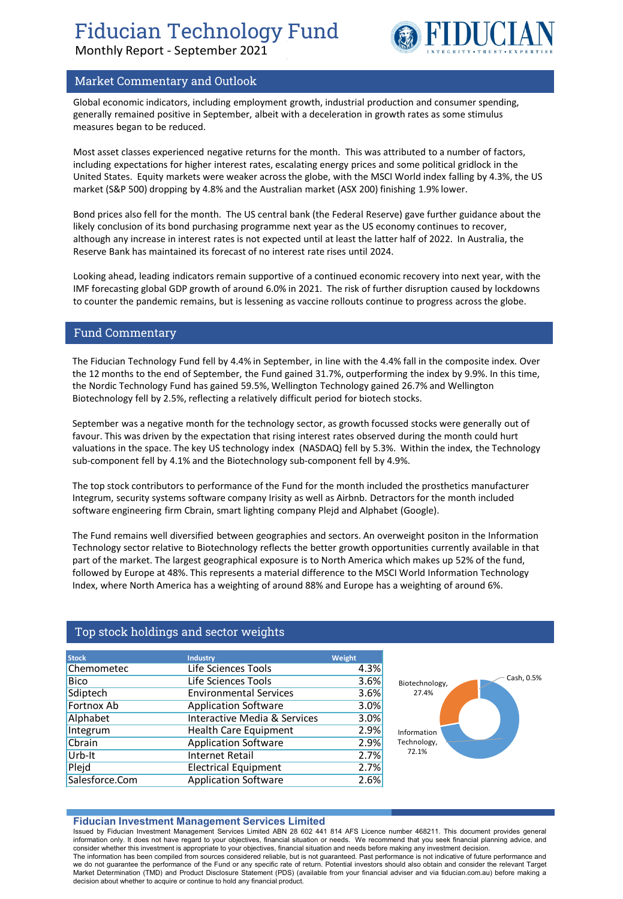# Fiducian Technology Fund

Monthly Report - September 2021

FIDUCIAN

INTEGRITY • TRUST • EXPERTISE

## Market Commentary and Outlook

Global economic indicators, including employment growth, industrial production and consumer spending, generally remained positive in September, albeit with a deceleration in growth rates as some stimulus measures began to be reduced.

Most asset classes experienced negative returns for the month. This was attributed to a number of factors, including expectations for higher interest rates, escalating energy prices and some political gridlock in the United States. Equity markets were weaker across the globe, with the MSCI World index falling by 4.3%, the US market (S&P 500) dropping by 4.8% and the Australian market (ASX 200) finishing 1.9% lower.

Bond prices also fell for the month. The US central bank (the Federal Reserve) gave further guidance about the likely conclusion of its bond purchasing programme next year as the US economy continues to recover, although any increase in interest rates is not expected until at least the latter half of 2022. In Australia, the Reserve Bank has maintained its forecast of no interest rate rises until 2024.

Looking ahead, leading indicators remain supportive of a continued economic recovery into next year, with the IMF forecasting global GDP growth of around 6.0% in 2021. The risk of further disruption caused by lockdowns to counter the pandemic remains, but is lessening as vaccine rollouts continue to progress across the globe.

## Fund Commentary

The Fiducian Technology Fund fell by 4.4% in September, in line with the 4.4% fall in the composite index. Over the 12 months to the end of September, the Fund gained 31.7%, outperforming the index by 9.9%. In this time, the Nordic Technology Fund has gained 59.5%, Wellington Technology gained 26.7% and Wellington Biotechnology fell by 2.5%, reflecting a relatively difficult period for biotech stocks.

September was a negative month for the technology sector, as growth focussed stocks were generally out of favour. This was driven by the expectation that rising interest rates observed during the month could hurt valuations in the space. The key US technology index (NASDAQ) fell by 5.3%. Within the index, the Technology sub-component fell by 4.1% and the Biotechnology sub-component fell by 4.9%.

The top stock contributors to performance of the Fund for the month included the prosthetics manufacturer Integrum, security systems software company Irisity as well as Airbnb. Detractors for the month included software engineering firm Cbrain, smart lighting company Plejd and Alphabet (Google).

The Fund remains well diversified between geographies and sectors. An overweight positon in the Information Technology sector relative to Biotechnology reflects the better growth opportunities currently available in that part of the market. The largest geographical exposure is to North America which makes up 52% of the fund, followed by Europe at 48%. This represents a material difference to the MSCI World Information Technology Index, where North America has a weighting of around 88% and Europe has a weighting of around 6%.

## Top stock holdings and sector weights

| Stock | Industry | Weight |
|---|---|---|
| Chemometec | Life Sciences Tools | 4.3% |
| Bico | Life Sciences Tools | 3.6% |
| Sdiptech | Environmental Services | 3.6% |
| Fortnox Ab | Application Software | 3.0% |
| Alphabet | Interactive Media & Services | 3.0% |
| Integrum | Health Care Equipment | 2.9% |
| Cbrain | Application Software | 2.9% |
| Urb-It | Internet Retail | 2.7% |
| Plejd | Electrical Equipment | 2.7% |
| Salesforce.Com | Application Software | 2.6% |

Biotechnology, 27.4%

Cash, 0.5%

Information Technology, 72.1%

**Fiducian Investment Management Services Limited**

Issued by Fiducian Investment Management Services Limited ABN 28 602 441 814 AFS Licence number 468211. This document provides general information only. It does not have regard to your objectives, financial situation or needs. We recommend that you seek financial planning advice, and consider whether this investment is appropriate to your objectives, financial situation and needs before making any investment decision.
The information has been compiled from sources considered reliable, but is not guaranteed. Past performance is not indicative of future performance and we do not guarantee the performance of the Fund or any specific rate of return. Potential investors should also obtain and consider the relevant Target Market Determination (TMD) and Product Disclosure Statement (PDS) (available from your financial adviser and via fiducian.com.au) before making a decision about whether to acquire or continue to hold any financial product.